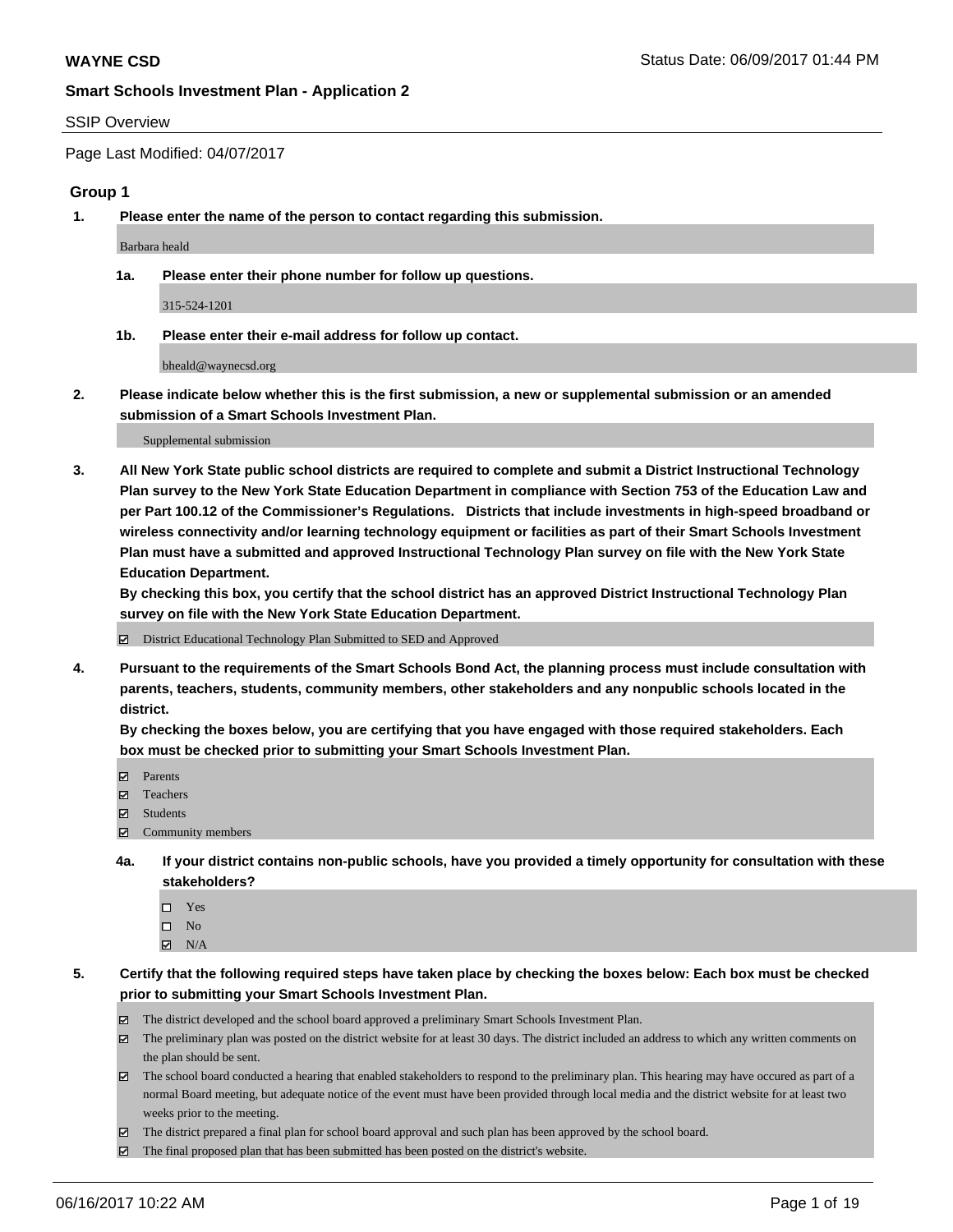**WAYNE CSD** Status Date: 06/09/2017 01:44 PM

**Smart Schools Investment Plan - Application 2**

SSIP Overview

Page Last Modified: 04/07/2017

## Group 1

**1. Please enter the name of the person to contact regarding this submission.**

Barbara heald

**1a. Please enter their phone number for follow up questions.**

315-524-1201

**1b. Please enter their e-mail address for follow up contact.**

bheald@waynecsd.org

**2. Please indicate below whether this is the first submission, a new or supplemental submission or an amended submission of a Smart Schools Investment Plan.**

Supplemental submission

**3. All New York State public school districts are required to complete and submit a District Instructional Technology Plan survey to the New York State Education Department in compliance with Section 753 of the Education Law and per Part 100.12 of the Commissioner's Regulations. Districts that include investments in high-speed broadband or wireless connectivity and/or learning technology equipment or facilities as part of their Smart Schools Investment Plan must have a submitted and approved Instructional Technology Plan survey on file with the New York State Education Department.**
**By checking this box, you certify that the school district has an approved District Instructional Technology Plan survey on file with the New York State Education Department.**

☑ District Educational Technology Plan Submitted to SED and Approved

**4. Pursuant to the requirements of the Smart Schools Bond Act, the planning process must include consultation with parents, teachers, students, community members, other stakeholders and any nonpublic schools located in the district.**
**By checking the boxes below, you are certifying that you have engaged with those required stakeholders. Each box must be checked prior to submitting your Smart Schools Investment Plan.**

☑ Parents
☑ Teachers
☑ Students
☑ Community members

**4a. If your district contains non-public schools, have you provided a timely opportunity for consultation with these stakeholders?**

☐ Yes
☐ No
☑ N/A

**5. Certify that the following required steps have taken place by checking the boxes below: Each box must be checked prior to submitting your Smart Schools Investment Plan.**

☑ The district developed and the school board approved a preliminary Smart Schools Investment Plan.
☑ The preliminary plan was posted on the district website for at least 30 days. The district included an address to which any written comments on the plan should be sent.
☑ The school board conducted a hearing that enabled stakeholders to respond to the preliminary plan. This hearing may have occured as part of a normal Board meeting, but adequate notice of the event must have been provided through local media and the district website for at least two weeks prior to the meeting.
☑ The district prepared a final plan for school board approval and such plan has been approved by the school board.
☑ The final proposed plan that has been submitted has been posted on the district's website.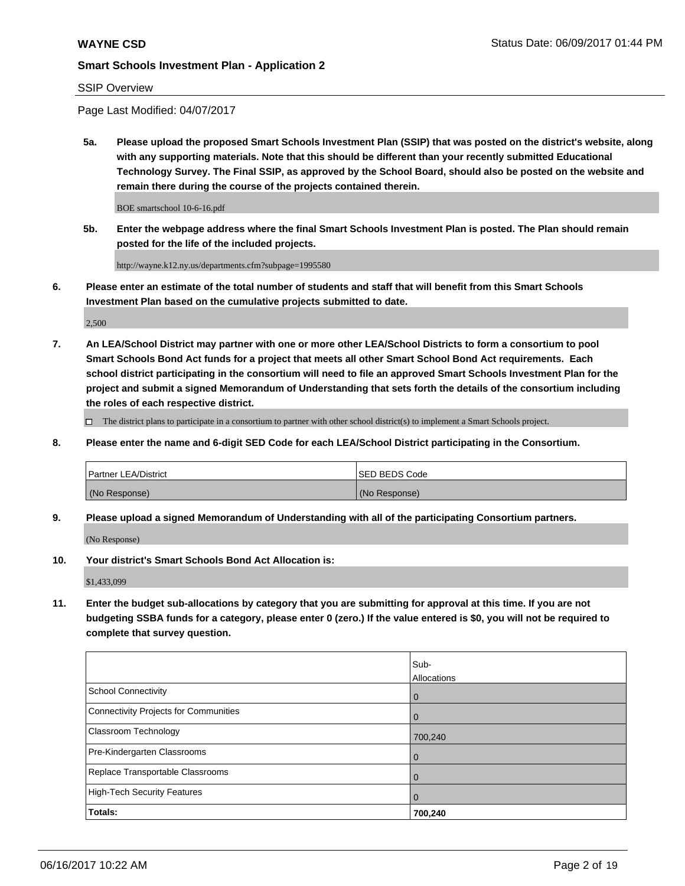## SSIP Overview

Page Last Modified: 04/07/2017

**5a. Please upload the proposed Smart Schools Investment Plan (SSIP) that was posted on the district's website, along with any supporting materials. Note that this should be different than your recently submitted Educational Technology Survey. The Final SSIP, as approved by the School Board, should also be posted on the website and remain there during the course of the projects contained therein.**

BOE smartschool 10-6-16.pdf

**5b. Enter the webpage address where the final Smart Schools Investment Plan is posted. The Plan should remain posted for the life of the included projects.**

http://wayne.k12.ny.us/departments.cfm?subpage=1995580

**6. Please enter an estimate of the total number of students and staff that will benefit from this Smart Schools Investment Plan based on the cumulative projects submitted to date.**

2,500

**7. An LEA/School District may partner with one or more other LEA/School Districts to form a consortium to pool Smart Schools Bond Act funds for a project that meets all other Smart School Bond Act requirements. Each school district participating in the consortium will need to file an approved Smart Schools Investment Plan for the project and submit a signed Memorandum of Understanding that sets forth the details of the consortium including the roles of each respective district.**

☐ The district plans to participate in a consortium to partner with other school district(s) to implement a Smart Schools project.

**8. Please enter the name and 6-digit SED Code for each LEA/School District participating in the Consortium.**

| Partner LEA/District | SED BEDS Code |
|---|---|
| (No Response) | (No Response) |

**9. Please upload a signed Memorandum of Understanding with all of the participating Consortium partners.**

(No Response)

**10. Your district's Smart Schools Bond Act Allocation is:**

$1,433,099

**11. Enter the budget sub-allocations by category that you are submitting for approval at this time. If you are not budgeting SSBA funds for a category, please enter 0 (zero.) If the value entered is $0, you will not be required to complete that survey question.**

| | Sub-Allocations |
|---|---|
| School Connectivity | 0 |
| Connectivity Projects for Communities | 0 |
| Classroom Technology | 700,240 |
| Pre-Kindergarten Classrooms | 0 |
| Replace Transportable Classrooms | 0 |
| High-Tech Security Features | 0 |
| **Totals:** | **700,240** |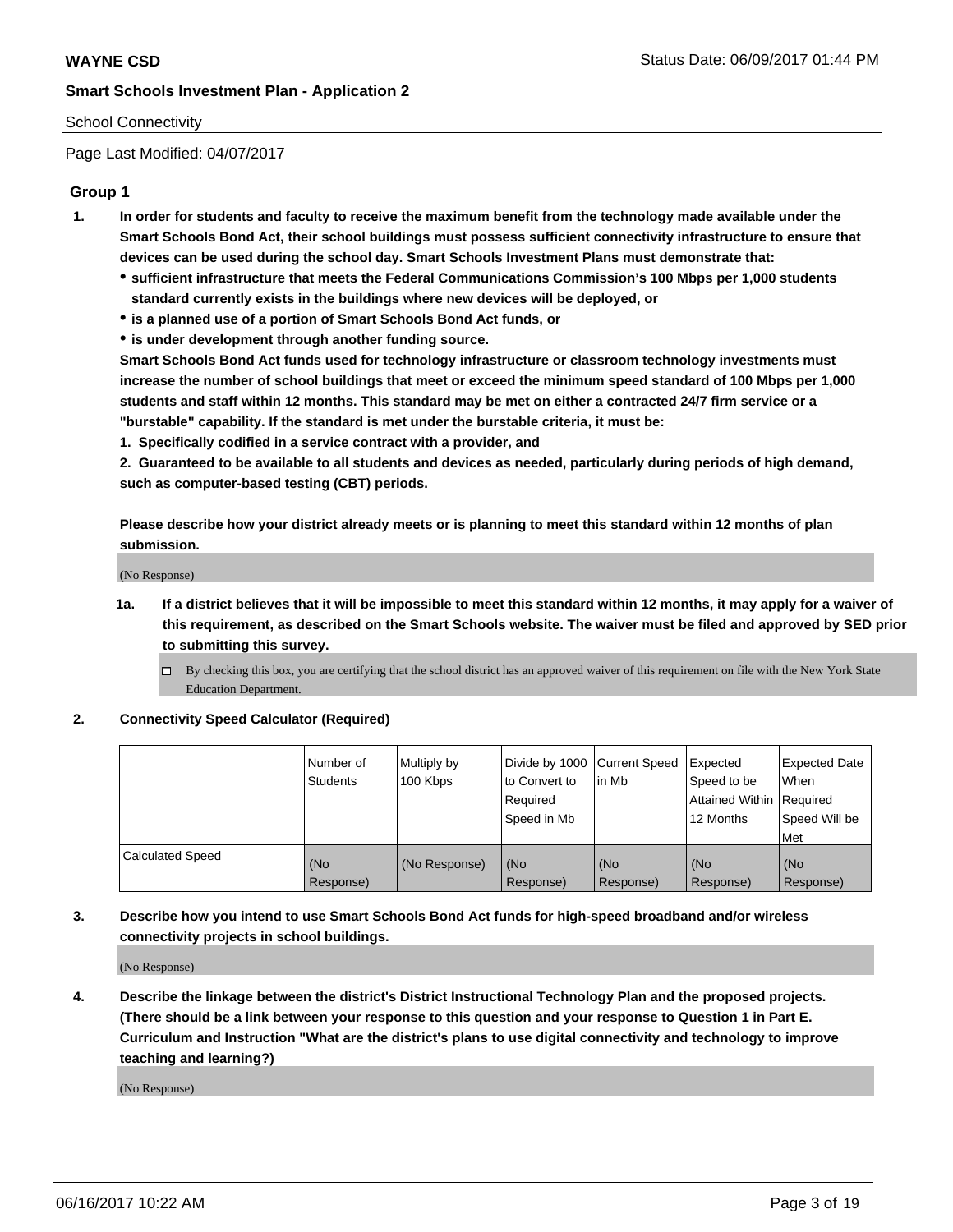School Connectivity

Page Last Modified: 04/07/2017

## Group 1

1. **In order for students and faculty to receive the maximum benefit from the technology made available under the Smart Schools Bond Act, their school buildings must possess sufficient connectivity infrastructure to ensure that devices can be used during the school day. Smart Schools Investment Plans must demonstrate that:**
   - **sufficient infrastructure that meets the Federal Communications Commission's 100 Mbps per 1,000 students standard currently exists in the buildings where new devices will be deployed, or**
   - **is a planned use of a portion of Smart Schools Bond Act funds, or**
   - **is under development through another funding source.**

   **Smart Schools Bond Act funds used for technology infrastructure or classroom technology investments must increase the number of school buildings that meet or exceed the minimum speed standard of 100 Mbps per 1,000 students and staff within 12 months. This standard may be met on either a contracted 24/7 firm service or a "burstable" capability. If the standard is met under the burstable criteria, it must be:**

   **1. Specifically codified in a service contract with a provider, and**

   **2. Guaranteed to be available to all students and devices as needed, particularly during periods of high demand, such as computer-based testing (CBT) periods.**

   **Please describe how your district already meets or is planning to meet this standard within 12 months of plan submission.**

   (No Response)

   1a. **If a district believes that it will be impossible to meet this standard within 12 months, it may apply for a waiver of this requirement, as described on the Smart Schools website. The waiver must be filed and approved by SED prior to submitting this survey.**

   ☐ By checking this box, you are certifying that the school district has an approved waiver of this requirement on file with the New York State Education Department.

2. **Connectivity Speed Calculator (Required)**

| | Number of Students | Multiply by 100 Kbps | Divide by 1000 to Convert to Required Speed in Mb | Current Speed in Mb | Expected Speed to be Attained Within 12 Months | Expected Date When Required Speed Will be Met |
|---|---|---|---|---|---|---|
| Calculated Speed | (No Response) | (No Response) | (No Response) | (No Response) | (No Response) | (No Response) |

3. **Describe how you intend to use Smart Schools Bond Act funds for high-speed broadband and/or wireless connectivity projects in school buildings.**

   (No Response)

4. **Describe the linkage between the district's District Instructional Technology Plan and the proposed projects. (There should be a link between your response to this question and your response to Question 1 in Part E. Curriculum and Instruction "What are the district's plans to use digital connectivity and technology to improve teaching and learning?)**

   (No Response)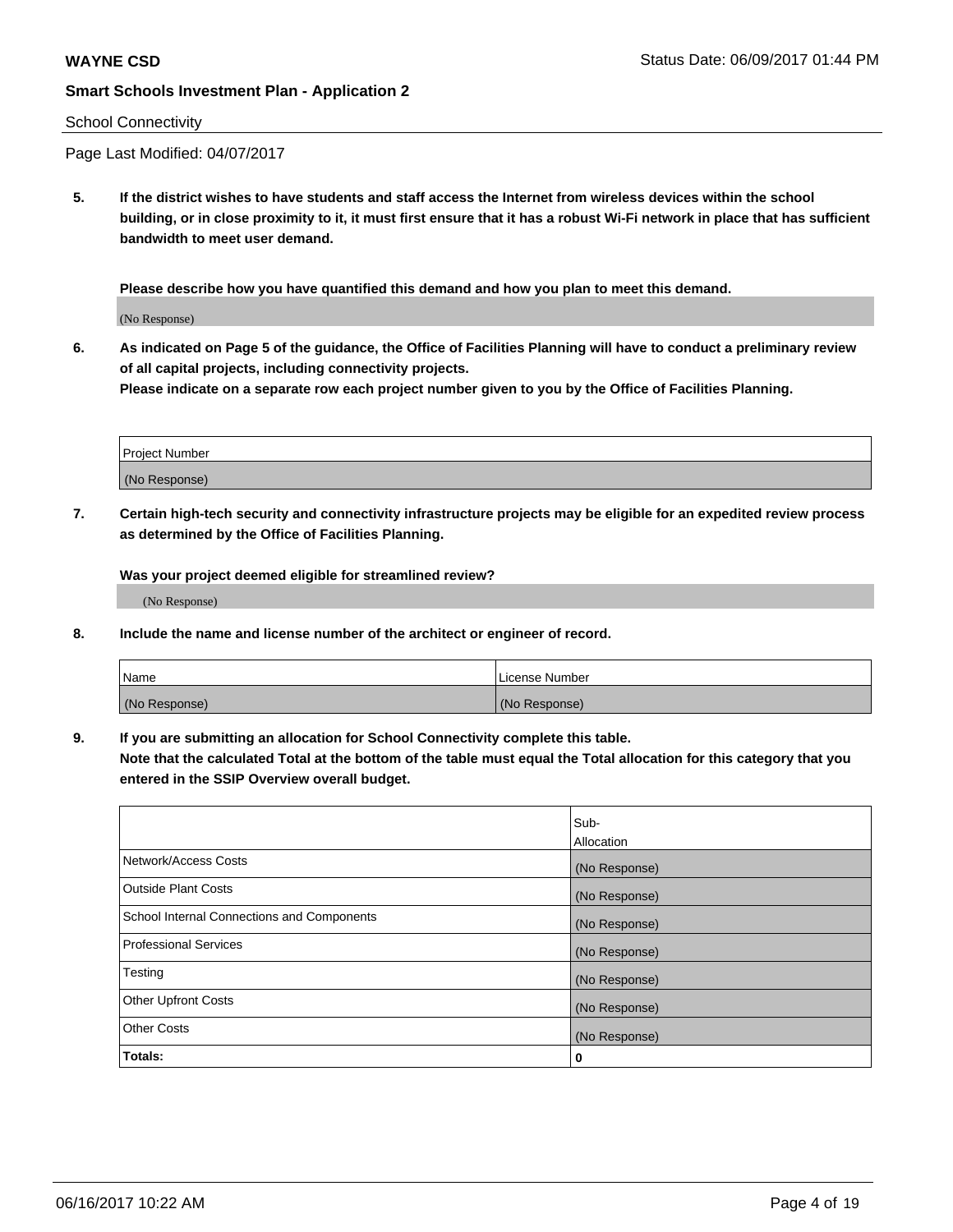School Connectivity

Page Last Modified: 04/07/2017

**5. If the district wishes to have students and staff access the Internet from wireless devices within the school building, or in close proximity to it, it must first ensure that it has a robust Wi-Fi network in place that has sufficient bandwidth to meet user demand.**

**Please describe how you have quantified this demand and how you plan to meet this demand.**

(No Response)

**6. As indicated on Page 5 of the guidance, the Office of Facilities Planning will have to conduct a preliminary review of all capital projects, including connectivity projects.**
**Please indicate on a separate row each project number given to you by the Office of Facilities Planning.**

| Project Number |
|---|
| (No Response) |

**7. Certain high-tech security and connectivity infrastructure projects may be eligible for an expedited review process as determined by the Office of Facilities Planning.**

**Was your project deemed eligible for streamlined review?**

(No Response)

**8. Include the name and license number of the architect or engineer of record.**

| Name | License Number |
|---|---|
| (No Response) | (No Response) |

**9. If you are submitting an allocation for School Connectivity complete this table.**
**Note that the calculated Total at the bottom of the table must equal the Total allocation for this category that you entered in the SSIP Overview overall budget.**

| | Sub-Allocation |
|---|---|
| Network/Access Costs | (No Response) |
| Outside Plant Costs | (No Response) |
| School Internal Connections and Components | (No Response) |
| Professional Services | (No Response) |
| Testing | (No Response) |
| Other Upfront Costs | (No Response) |
| Other Costs | (No Response) |
| **Totals:** | **0** |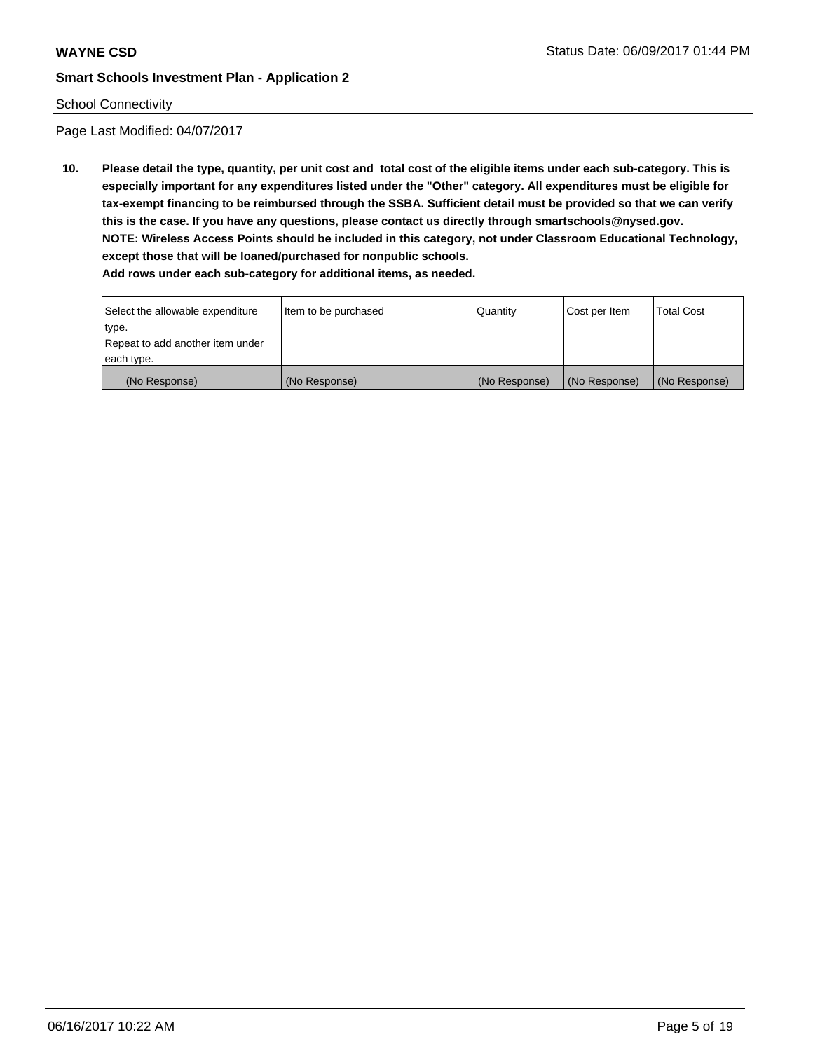School Connectivity

Page Last Modified: 04/07/2017

**10. Please detail the type, quantity, per unit cost and total cost of the eligible items under each sub-category. This is especially important for any expenditures listed under the "Other" category. All expenditures must be eligible for tax-exempt financing to be reimbursed through the SSBA. Sufficient detail must be provided so that we can verify this is the case. If you have any questions, please contact us directly through smartschools@nysed.gov.**
**NOTE: Wireless Access Points should be included in this category, not under Classroom Educational Technology, except those that will be loaned/purchased for nonpublic schools.**
**Add rows under each sub-category for additional items, as needed.**

| Select the allowable expenditure type. Repeat to add another item under each type. | Item to be purchased | Quantity | Cost per Item | Total Cost |
|---|---|---|---|---|
| (No Response) | (No Response) | (No Response) | (No Response) | (No Response) |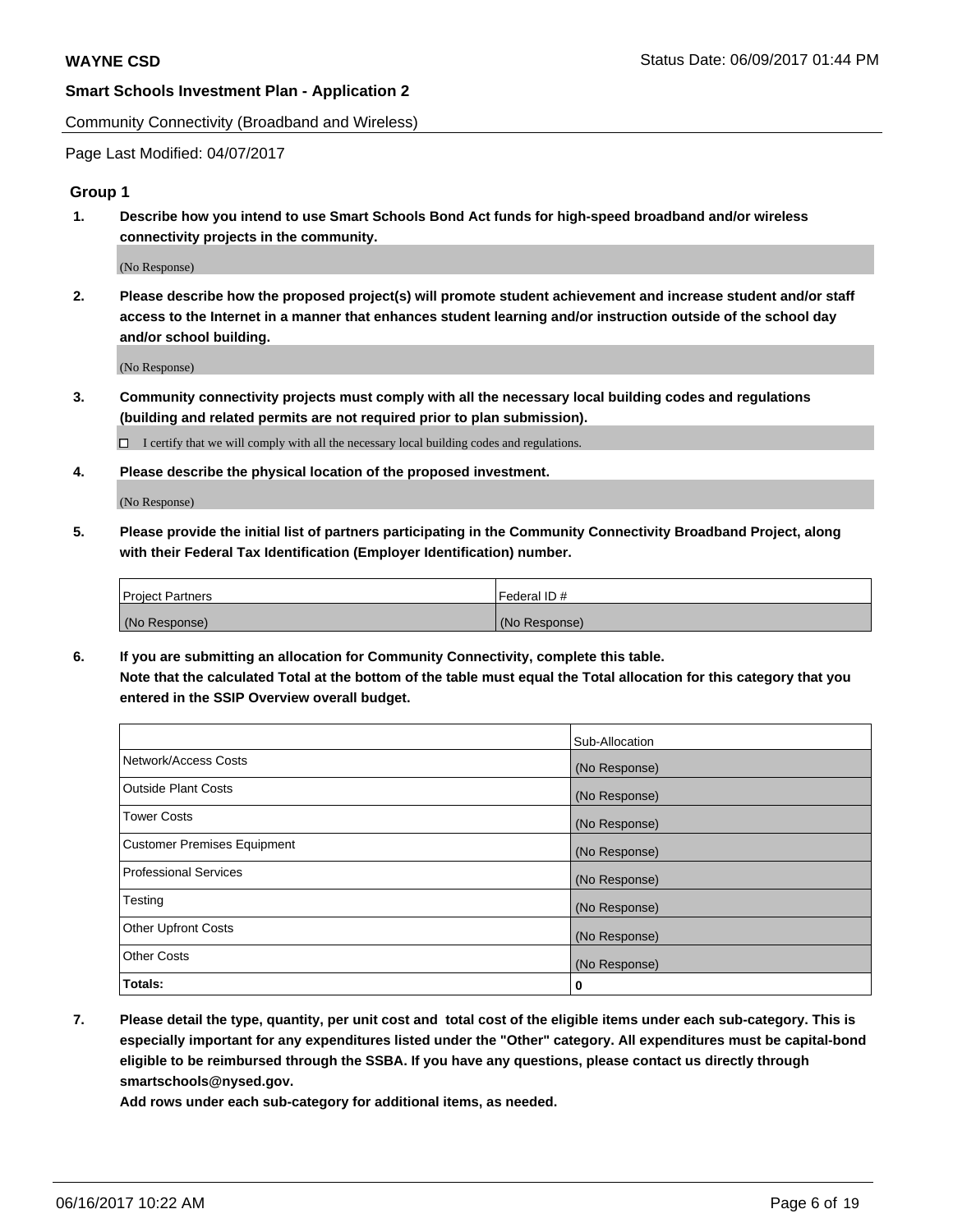Community Connectivity (Broadband and Wireless)

Page Last Modified: 04/07/2017

## Group 1

**1. Describe how you intend to use Smart Schools Bond Act funds for high-speed broadband and/or wireless connectivity projects in the community.**

(No Response)

**2. Please describe how the proposed project(s) will promote student achievement and increase student and/or staff access to the Internet in a manner that enhances student learning and/or instruction outside of the school day and/or school building.**

(No Response)

**3. Community connectivity projects must comply with all the necessary local building codes and regulations (building and related permits are not required prior to plan submission).**

☐ I certify that we will comply with all the necessary local building codes and regulations.

**4. Please describe the physical location of the proposed investment.**

(No Response)

**5. Please provide the initial list of partners participating in the Community Connectivity Broadband Project, along with their Federal Tax Identification (Employer Identification) number.**

| Project Partners | Federal ID # |
|---|---|
| (No Response) | (No Response) |

**6. If you are submitting an allocation for Community Connectivity, complete this table.**
**Note that the calculated Total at the bottom of the table must equal the Total allocation for this category that you entered in the SSIP Overview overall budget.**

| | Sub-Allocation |
|---|---|
| Network/Access Costs | (No Response) |
| Outside Plant Costs | (No Response) |
| Tower Costs | (No Response) |
| Customer Premises Equipment | (No Response) |
| Professional Services | (No Response) |
| Testing | (No Response) |
| Other Upfront Costs | (No Response) |
| Other Costs | (No Response) |
| **Totals:** | **0** |

**7. Please detail the type, quantity, per unit cost and total cost of the eligible items under each sub-category. This is especially important for any expenditures listed under the "Other" category. All expenditures must be capital-bond eligible to be reimbursed through the SSBA. If you have any questions, please contact us directly through smartschools@nysed.gov.**
**Add rows under each sub-category for additional items, as needed.**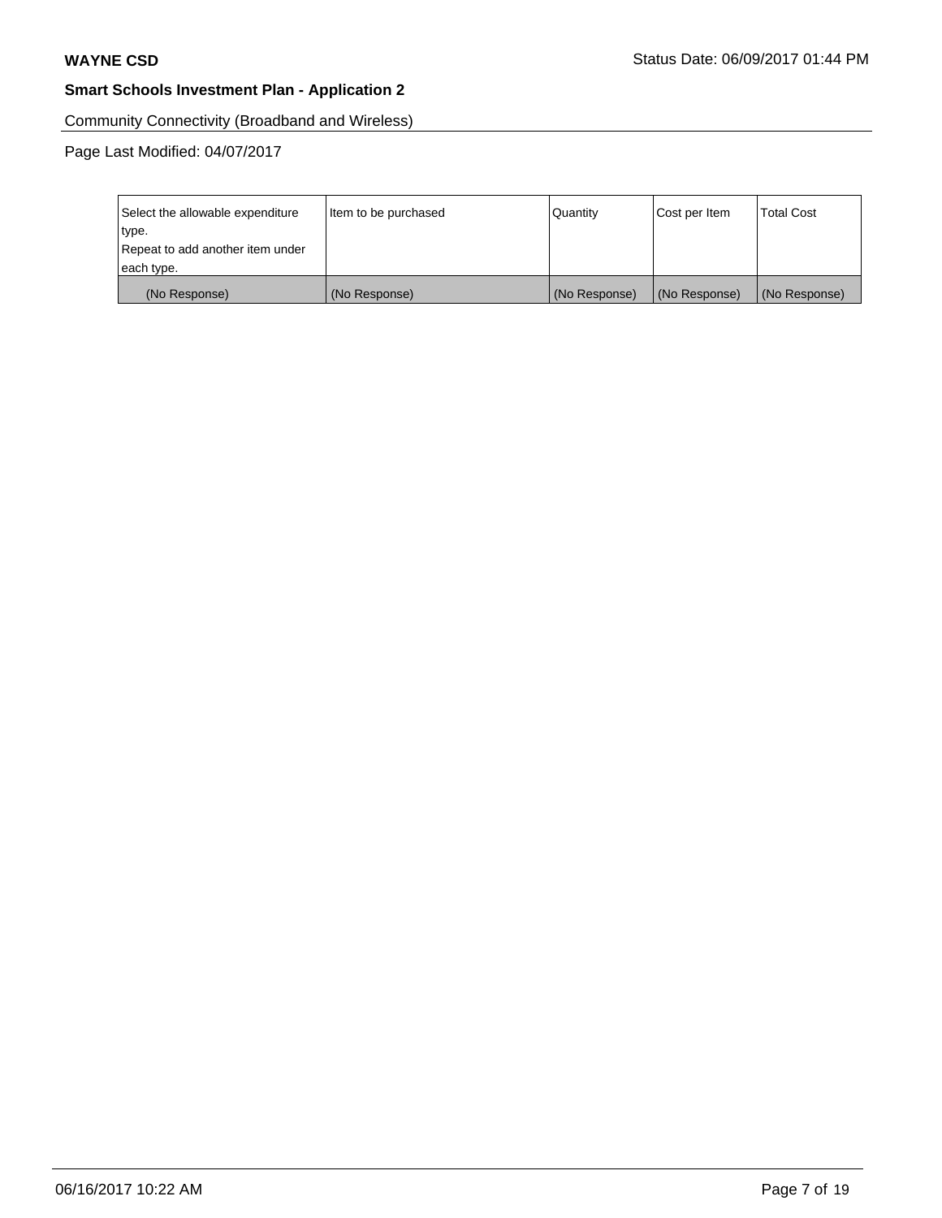Community Connectivity (Broadband and Wireless)

Page Last Modified: 04/07/2017

| Select the allowable expenditure type. Repeat to add another item under each type. | Item to be purchased | Quantity | Cost per Item | Total Cost |
|---|---|---|---|---|
| (No Response) | (No Response) | (No Response) | (No Response) | (No Response) |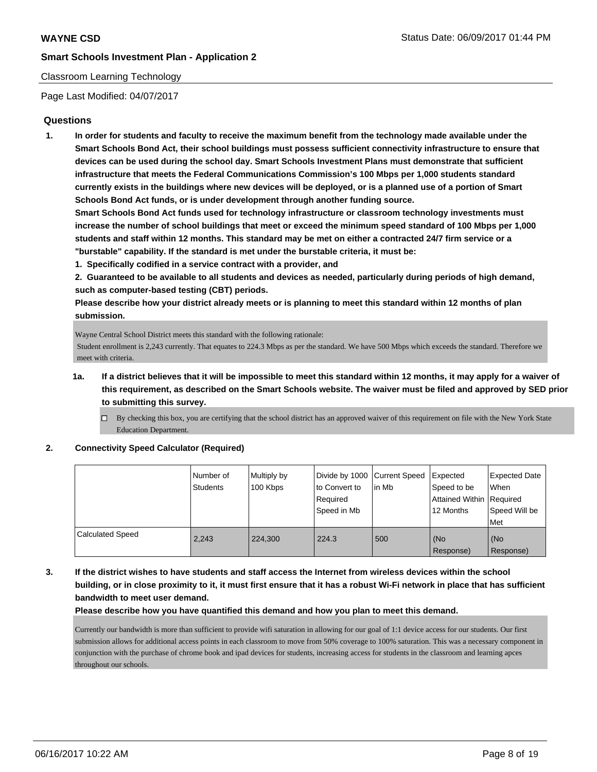## Classroom Learning Technology

Page Last Modified: 04/07/2017

### Questions

**1. In order for students and faculty to receive the maximum benefit from the technology made available under the Smart Schools Bond Act, their school buildings must possess sufficient connectivity infrastructure to ensure that devices can be used during the school day. Smart Schools Investment Plans must demonstrate that sufficient infrastructure that meets the Federal Communications Commission's 100 Mbps per 1,000 students standard currently exists in the buildings where new devices will be deployed, or is a planned use of a portion of Smart Schools Bond Act funds, or is under development through another funding source.**

**Smart Schools Bond Act funds used for technology infrastructure or classroom technology investments must increase the number of school buildings that meet or exceed the minimum speed standard of 100 Mbps per 1,000 students and staff within 12 months. This standard may be met on either a contracted 24/7 firm service or a "burstable" capability. If the standard is met under the burstable criteria, it must be:**

**1. Specifically codified in a service contract with a provider, and**

**2. Guaranteed to be available to all students and devices as needed, particularly during periods of high demand, such as computer-based testing (CBT) periods.**

**Please describe how your district already meets or is planning to meet this standard within 12 months of plan submission.**

Wayne Central School District meets this standard with the following rationale:
Student enrollment is 2,243 currently. That equates to 224.3 Mbps as per the standard. We have 500 Mbps which exceeds the standard. Therefore we meet with criteria.

**1a. If a district believes that it will be impossible to meet this standard within 12 months, it may apply for a waiver of this requirement, as described on the Smart Schools website. The waiver must be filed and approved by SED prior to submitting this survey.**

☐ By checking this box, you are certifying that the school district has an approved waiver of this requirement on file with the New York State Education Department.

**2. Connectivity Speed Calculator (Required)**

| | Number of Students | Multiply by 100 Kbps | Divide by 1000 to Convert to Required Speed in Mb | Current Speed in Mb | Expected Speed to be Attained Within 12 Months | Expected Date When Required Speed Will be Met |
|---|---|---|---|---|---|---|
| Calculated Speed | 2,243 | 224,300 | 224.3 | 500 | (No Response) | (No Response) |

**3. If the district wishes to have students and staff access the Internet from wireless devices within the school building, or in close proximity to it, it must first ensure that it has a robust Wi-Fi network in place that has sufficient bandwidth to meet user demand.**

**Please describe how you have quantified this demand and how you plan to meet this demand.**

Currently our bandwidth is more than sufficient to provide wifi saturation in allowing for our goal of 1:1 device access for our students. Our first submission allows for additional access points in each classroom to move from 50% coverage to 100% saturation. This was a necessary component in conjunction with the purchase of chrome book and ipad devices for students, increasing access for students in the classroom and learning apces throughout our schools.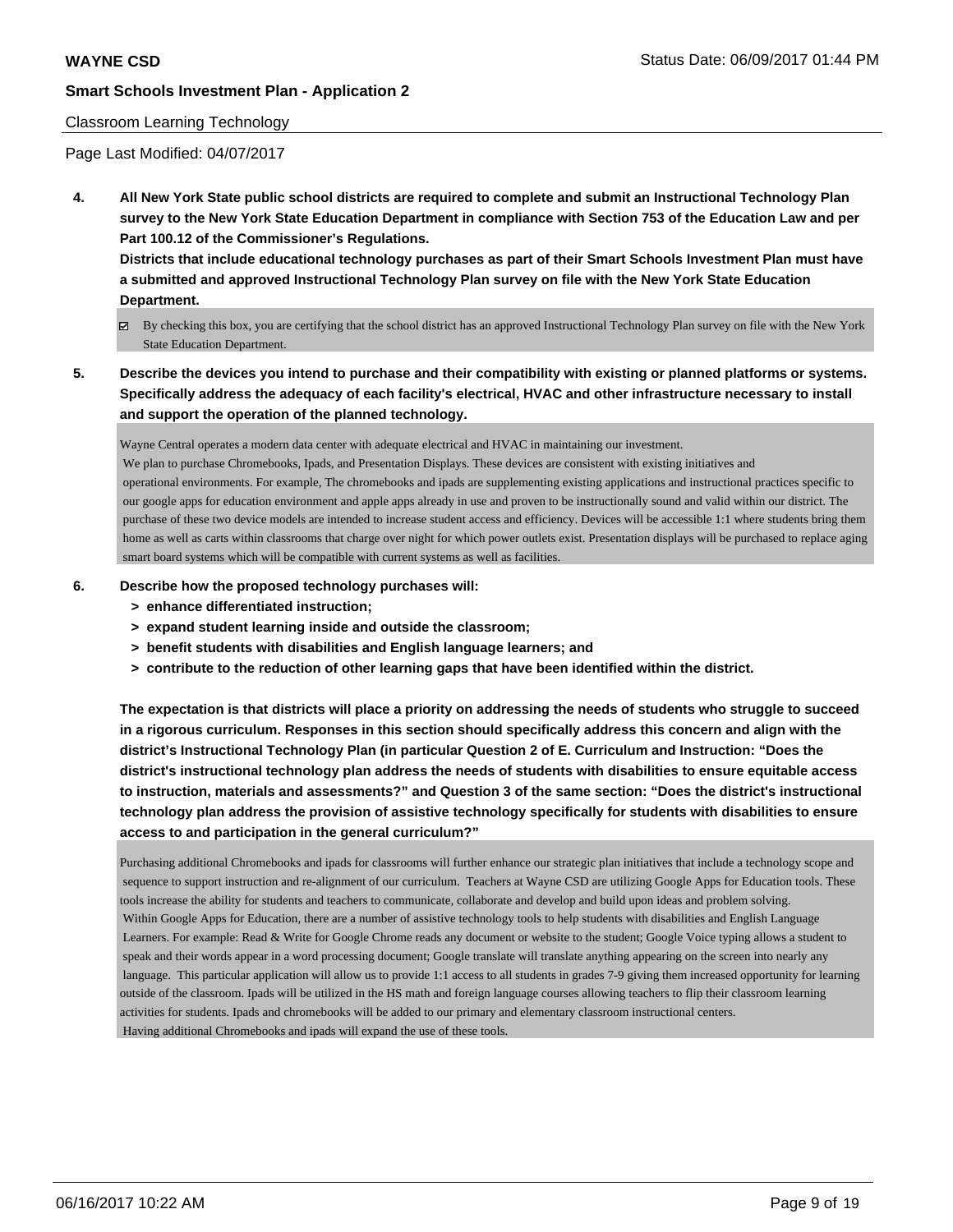Classroom Learning Technology

Page Last Modified: 04/07/2017

**4. All New York State public school districts are required to complete and submit an Instructional Technology Plan survey to the New York State Education Department in compliance with Section 753 of the Education Law and per Part 100.12 of the Commissioner's Regulations.**

**Districts that include educational technology purchases as part of their Smart Schools Investment Plan must have a submitted and approved Instructional Technology Plan survey on file with the New York State Education Department.**

☑ By checking this box, you are certifying that the school district has an approved Instructional Technology Plan survey on file with the New York State Education Department.

**5. Describe the devices you intend to purchase and their compatibility with existing or planned platforms or systems. Specifically address the adequacy of each facility's electrical, HVAC and other infrastructure necessary to install and support the operation of the planned technology.**

Wayne Central operates a modern data center with adequate electrical and HVAC in maintaining our investment.
We plan to purchase Chromebooks, Ipads, and Presentation Displays. These devices are consistent with existing initiatives and operational environments. For example, The chromebooks and ipads are supplementing existing applications and instructional practices specific to our google apps for education environment and apple apps already in use and proven to be instructionally sound and valid within our district. The purchase of these two device models are intended to increase student access and efficiency. Devices will be accessible 1:1 where students bring them home as well as carts within classrooms that charge over night for which power outlets exist. Presentation displays will be purchased to replace aging smart board systems which will be compatible with current systems as well as facilities.

**6. Describe how the proposed technology purchases will:**
- **> enhance differentiated instruction;**
- **> expand student learning inside and outside the classroom;**
- **> benefit students with disabilities and English language learners; and**
- **> contribute to the reduction of other learning gaps that have been identified within the district.**

**The expectation is that districts will place a priority on addressing the needs of students who struggle to succeed in a rigorous curriculum. Responses in this section should specifically address this concern and align with the district's Instructional Technology Plan (in particular Question 2 of E. Curriculum and Instruction: "Does the district's instructional technology plan address the needs of students with disabilities to ensure equitable access to instruction, materials and assessments?" and Question 3 of the same section: "Does the district's instructional technology plan address the provision of assistive technology specifically for students with disabilities to ensure access to and participation in the general curriculum?"**

Purchasing additional Chromebooks and ipads for classrooms will further enhance our strategic plan initiatives that include a technology scope and sequence to support instruction and re-alignment of our curriculum. Teachers at Wayne CSD are utilizing Google Apps for Education tools. These tools increase the ability for students and teachers to communicate, collaborate and develop and build upon ideas and problem solving.
Within Google Apps for Education, there are a number of assistive technology tools to help students with disabilities and English Language Learners. For example: Read & Write for Google Chrome reads any document or website to the student; Google Voice typing allows a student to speak and their words appear in a word processing document; Google translate will translate anything appearing on the screen into nearly any language. This particular application will allow us to provide 1:1 access to all students in grades 7-9 giving them increased opportunity for learning outside of the classroom. Ipads will be utilized in the HS math and foreign language courses allowing teachers to flip their classroom learning activities for students. Ipads and chromebooks will be added to our primary and elementary classroom instructional centers.
Having additional Chromebooks and ipads will expand the use of these tools.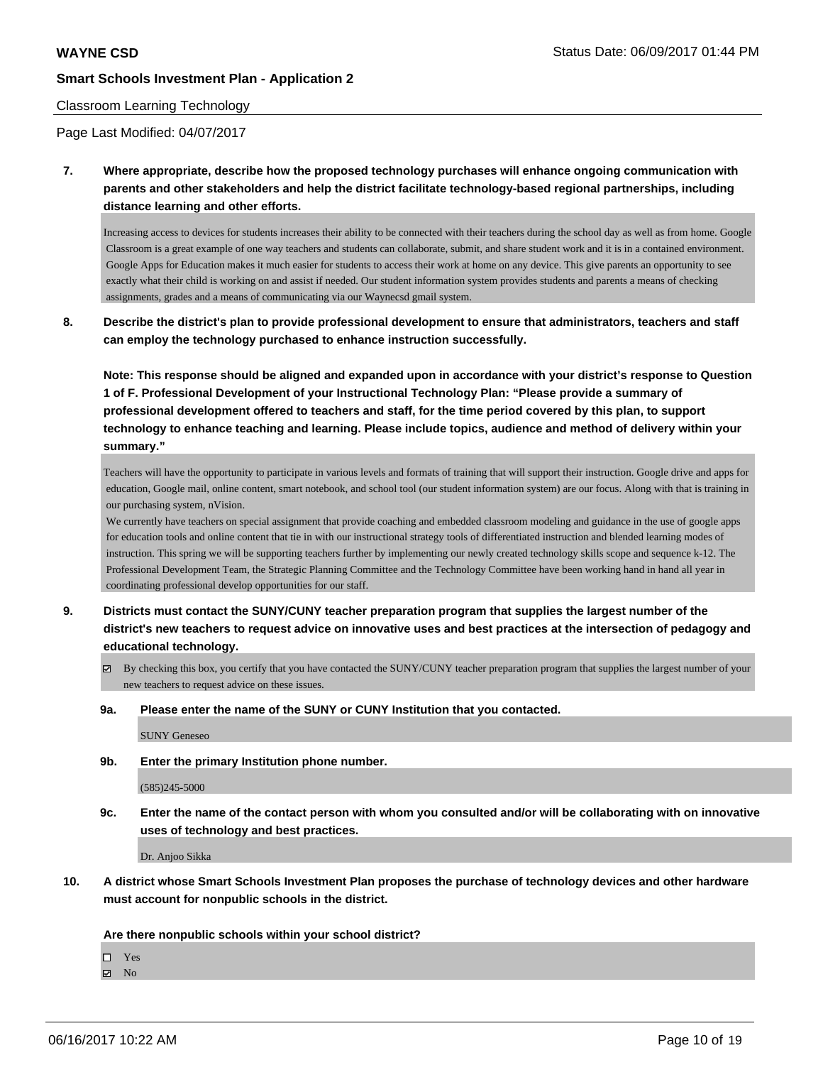**7. Where appropriate, describe how the proposed technology purchases will enhance ongoing communication with parents and other stakeholders and help the district facilitate technology-based regional partnerships, including distance learning and other efforts.**

Increasing access to devices for students increases their ability to be connected with their teachers during the school day as well as from home. Google Classroom is a great example of one way teachers and students can collaborate, submit, and share student work and it is in a contained environment. Google Apps for Education makes it much easier for students to access their work at home on any device. This give parents an opportunity to see exactly what their child is working on and assist if needed. Our student information system provides students and parents a means of checking assignments, grades and a means of communicating via our Waynecsd gmail system.

**8. Describe the district's plan to provide professional development to ensure that administrators, teachers and staff can employ the technology purchased to enhance instruction successfully.**

**Note: This response should be aligned and expanded upon in accordance with your district's response to Question 1 of F. Professional Development of your Instructional Technology Plan: "Please provide a summary of professional development offered to teachers and staff, for the time period covered by this plan, to support technology to enhance teaching and learning. Please include topics, audience and method of delivery within your summary."**

Teachers will have the opportunity to participate in various levels and formats of training that will support their instruction. Google drive and apps for education, Google mail, online content, smart notebook, and school tool (our student information system) are our focus. Along with that is training in our purchasing system, nVision.

We currently have teachers on special assignment that provide coaching and embedded classroom modeling and guidance in the use of google apps for education tools and online content that tie in with our instructional strategy tools of differentiated instruction and blended learning modes of instruction. This spring we will be supporting teachers further by implementing our newly created technology skills scope and sequence k-12. The Professional Development Team, the Strategic Planning Committee and the Technology Committee have been working hand in hand all year in coordinating professional develop opportunities for our staff.

**9. Districts must contact the SUNY/CUNY teacher preparation program that supplies the largest number of the district's new teachers to request advice on innovative uses and best practices at the intersection of pedagogy and educational technology.**

☑ By checking this box, you certify that you have contacted the SUNY/CUNY teacher preparation program that supplies the largest number of your new teachers to request advice on these issues.

**9a. Please enter the name of the SUNY or CUNY Institution that you contacted.**

SUNY Geneseo

**9b. Enter the primary Institution phone number.**

(585)245-5000

**9c. Enter the name of the contact person with whom you consulted and/or will be collaborating with on innovative uses of technology and best practices.**

Dr. Anjoo Sikka

**10. A district whose Smart Schools Investment Plan proposes the purchase of technology devices and other hardware must account for nonpublic schools in the district.**

**Are there nonpublic schools within your school district?**

☐ Yes
☑ No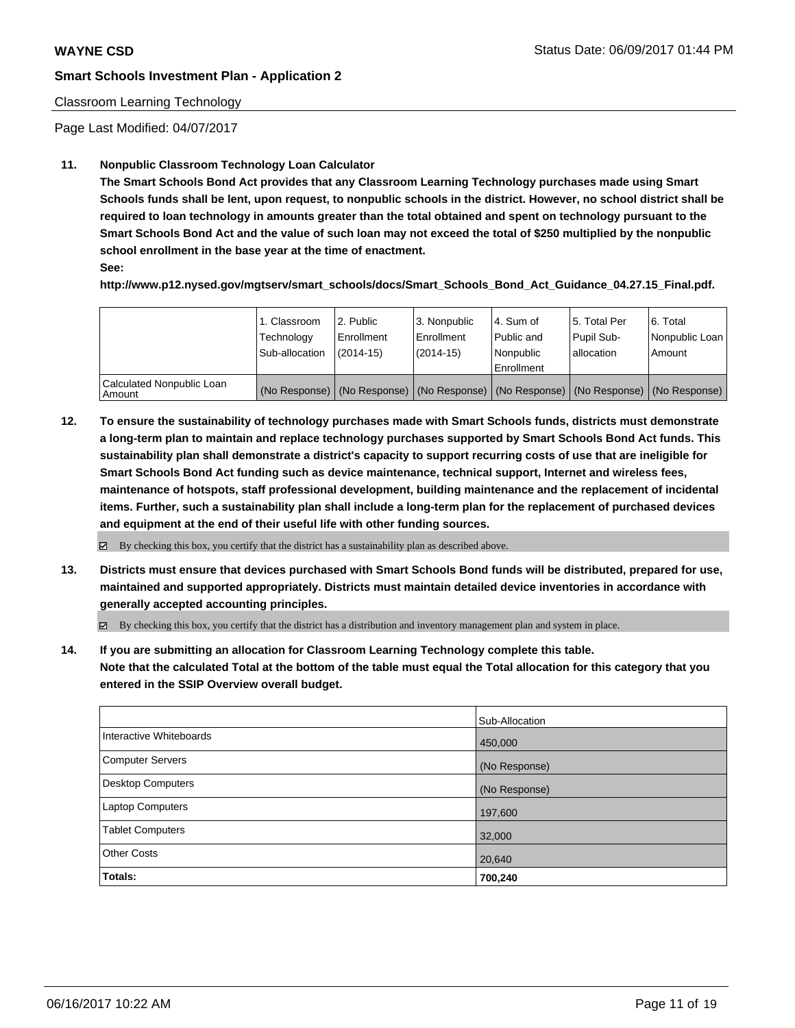**WAYNE CSD** Status Date: 06/09/2017 01:44 PM

**Smart Schools Investment Plan - Application 2**

Classroom Learning Technology

Page Last Modified: 04/07/2017

**11. Nonpublic Classroom Technology Loan Calculator**

**The Smart Schools Bond Act provides that any Classroom Learning Technology purchases made using Smart Schools funds shall be lent, upon request, to nonpublic schools in the district. However, no school district shall be required to loan technology in amounts greater than the total obtained and spent on technology pursuant to the Smart Schools Bond Act and the value of such loan may not exceed the total of $250 multiplied by the nonpublic school enrollment in the base year at the time of enactment.**

**See:**

**http://www.p12.nysed.gov/mgtserv/smart_schools/docs/Smart_Schools_Bond_Act_Guidance_04.27.15_Final.pdf.**

| | 1. Classroom Technology Sub-allocation | 2. Public Enrollment (2014-15) | 3. Nonpublic Enrollment (2014-15) | 4. Sum of Public and Nonpublic Enrollment | 5. Total Per Pupil Sub-allocation | 6. Total Nonpublic Loan Amount |
|---|---|---|---|---|---|---|
| Calculated Nonpublic Loan Amount | (No Response) | (No Response) | (No Response) | (No Response) | (No Response) | (No Response) |

**12. To ensure the sustainability of technology purchases made with Smart Schools funds, districts must demonstrate a long-term plan to maintain and replace technology purchases supported by Smart Schools Bond Act funds. This sustainability plan shall demonstrate a district's capacity to support recurring costs of use that are ineligible for Smart Schools Bond Act funding such as device maintenance, technical support, Internet and wireless fees, maintenance of hotspots, staff professional development, building maintenance and the replacement of incidental items. Further, such a sustainability plan shall include a long-term plan for the replacement of purchased devices and equipment at the end of their useful life with other funding sources.**

☑ By checking this box, you certify that the district has a sustainability plan as described above.

**13. Districts must ensure that devices purchased with Smart Schools Bond funds will be distributed, prepared for use, maintained and supported appropriately. Districts must maintain detailed device inventories in accordance with generally accepted accounting principles.**

☑ By checking this box, you certify that the district has a distribution and inventory management plan and system in place.

**14. If you are submitting an allocation for Classroom Learning Technology complete this table. Note that the calculated Total at the bottom of the table must equal the Total allocation for this category that you entered in the SSIP Overview overall budget.**

| | Sub-Allocation |
|---|---|
| Interactive Whiteboards | 450,000 |
| Computer Servers | (No Response) |
| Desktop Computers | (No Response) |
| Laptop Computers | 197,600 |
| Tablet Computers | 32,000 |
| Other Costs | 20,640 |
| **Totals:** | **700,240** |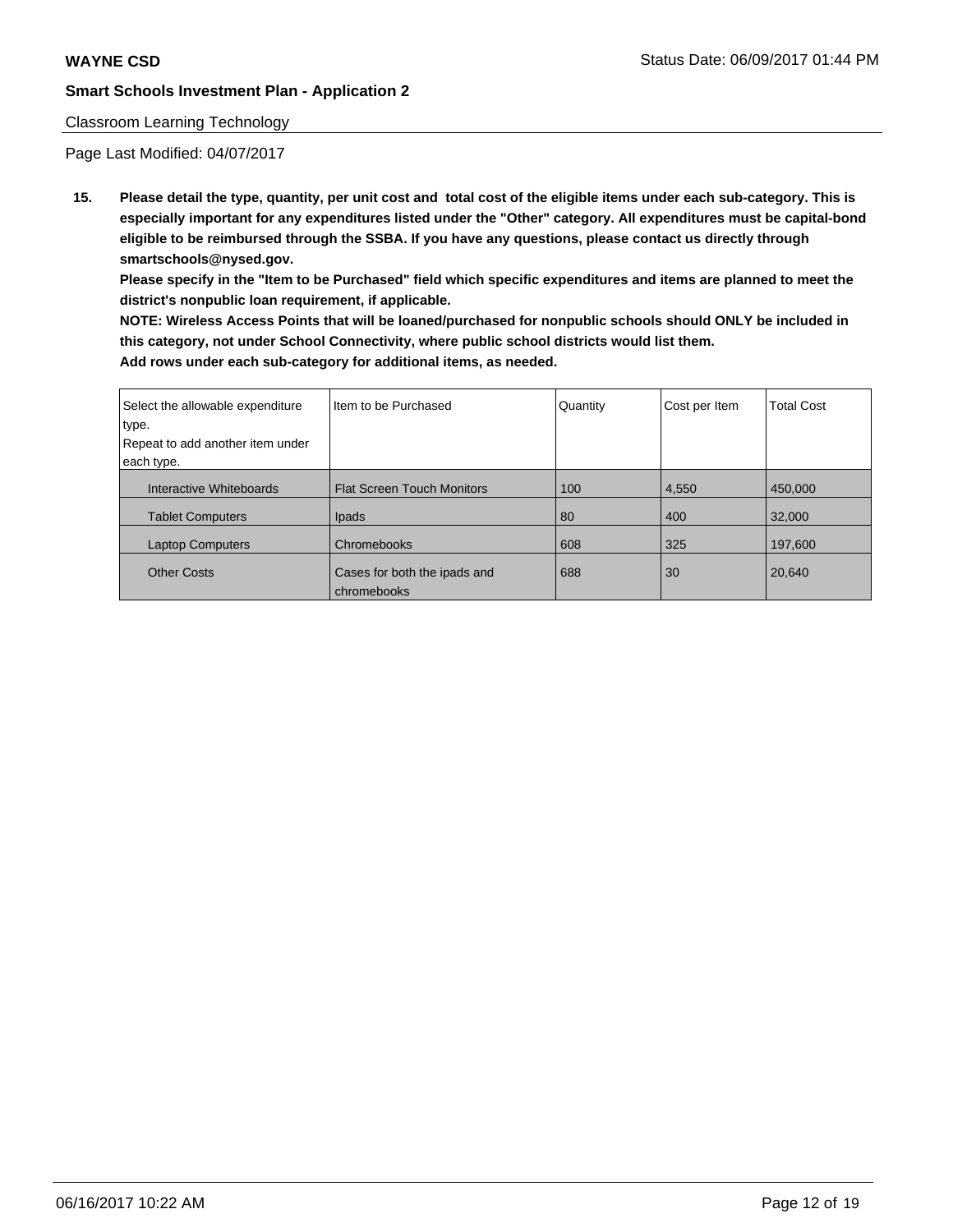**WAYNE CSD**

**Smart Schools Investment Plan - Application 2**

Classroom Learning Technology

Page Last Modified: 04/07/2017

**15. Please detail the type, quantity, per unit cost and total cost of the eligible items under each sub-category. This is especially important for any expenditures listed under the "Other" category. All expenditures must be capital-bond eligible to be reimbursed through the SSBA. If you have any questions, please contact us directly through smartschools@nysed.gov.**

**Please specify in the "Item to be Purchased" field which specific expenditures and items are planned to meet the district's nonpublic loan requirement, if applicable.**

**NOTE: Wireless Access Points that will be loaned/purchased for nonpublic schools should ONLY be included in this category, not under School Connectivity, where public school districts would list them.**

**Add rows under each sub-category for additional items, as needed.**

| Select the allowable expenditure type. Repeat to add another item under each type. | Item to be Purchased | Quantity | Cost per Item | Total Cost |
|---|---|---|---|---|
| Interactive Whiteboards | Flat Screen Touch Monitors | 100 | 4,550 | 450,000 |
| Tablet Computers | Ipads | 80 | 400 | 32,000 |
| Laptop Computers | Chromebooks | 608 | 325 | 197,600 |
| Other Costs | Cases for both the ipads and chromebooks | 688 | 30 | 20,640 |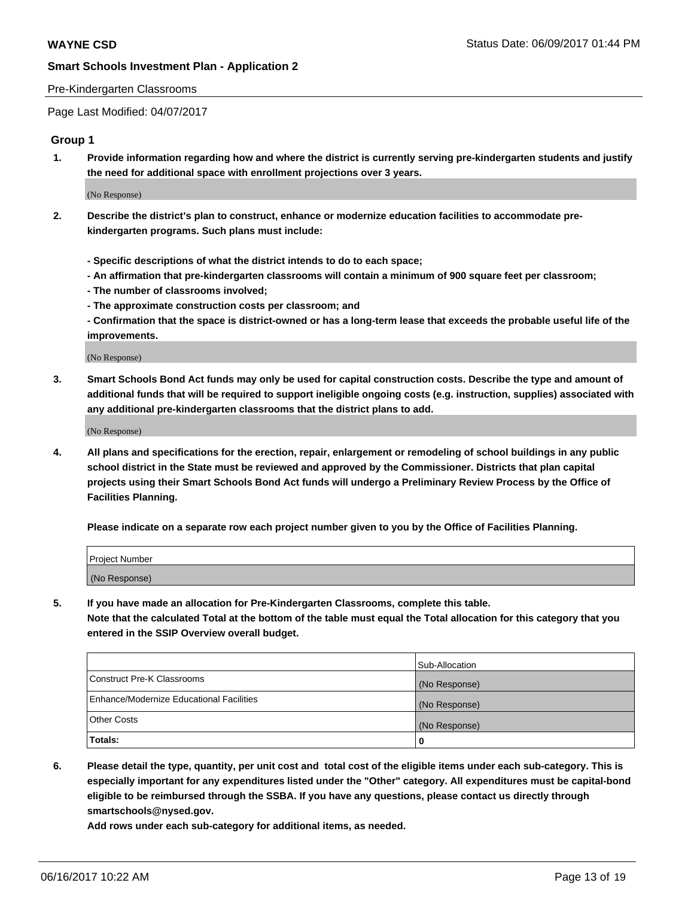Pre-Kindergarten Classrooms

Page Last Modified: 04/07/2017

## Group 1

**1. Provide information regarding how and where the district is currently serving pre-kindergarten students and justify the need for additional space with enrollment projections over 3 years.**

(No Response)

**2. Describe the district's plan to construct, enhance or modernize education facilities to accommodate pre-kindergarten programs. Such plans must include:**

**- Specific descriptions of what the district intends to do to each space;**
**- An affirmation that pre-kindergarten classrooms will contain a minimum of 900 square feet per classroom;**
**- The number of classrooms involved;**
**- The approximate construction costs per classroom; and**
**- Confirmation that the space is district-owned or has a long-term lease that exceeds the probable useful life of the improvements.**

(No Response)

**3. Smart Schools Bond Act funds may only be used for capital construction costs. Describe the type and amount of additional funds that will be required to support ineligible ongoing costs (e.g. instruction, supplies) associated with any additional pre-kindergarten classrooms that the district plans to add.**

(No Response)

**4. All plans and specifications for the erection, repair, enlargement or remodeling of school buildings in any public school district in the State must be reviewed and approved by the Commissioner. Districts that plan capital projects using their Smart Schools Bond Act funds will undergo a Preliminary Review Process by the Office of Facilities Planning.**

**Please indicate on a separate row each project number given to you by the Office of Facilities Planning.**

| Project Number |
|---|
| (No Response) |

**5. If you have made an allocation for Pre-Kindergarten Classrooms, complete this table. Note that the calculated Total at the bottom of the table must equal the Total allocation for this category that you entered in the SSIP Overview overall budget.**

| | Sub-Allocation |
|---|---|
| Construct Pre-K Classrooms | (No Response) |
| Enhance/Modernize Educational Facilities | (No Response) |
| Other Costs | (No Response) |
| **Totals:** | **0** |

**6. Please detail the type, quantity, per unit cost and total cost of the eligible items under each sub-category. This is especially important for any expenditures listed under the "Other" category. All expenditures must be capital-bond eligible to be reimbursed through the SSBA. If you have any questions, please contact us directly through smartschools@nysed.gov.**

**Add rows under each sub-category for additional items, as needed.**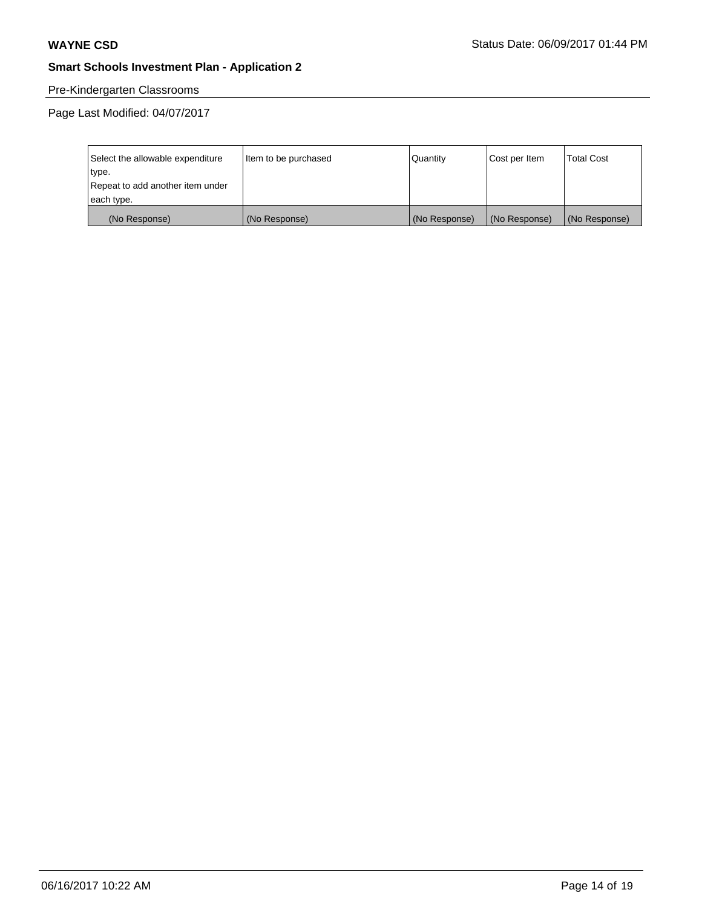**WAYNE CSD** Status Date: 06/09/2017 01:44 PM

**Smart Schools Investment Plan - Application 2**

Pre-Kindergarten Classrooms

Page Last Modified: 04/07/2017

| Select the allowable expenditure type. Repeat to add another item under each type. | Item to be purchased | Quantity | Cost per Item | Total Cost |
|---|---|---|---|---|
| (No Response) | (No Response) | (No Response) | (No Response) | (No Response) |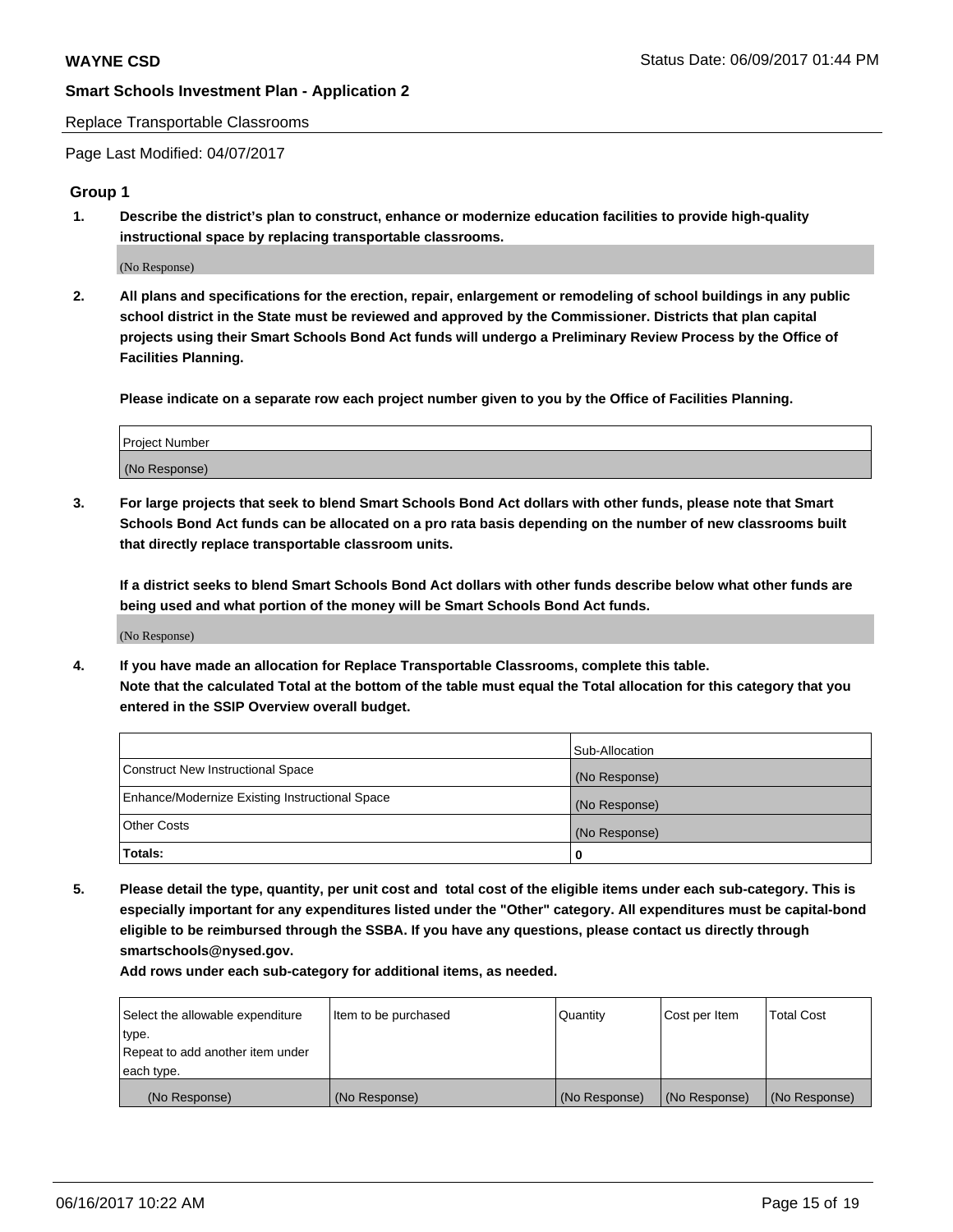Replace Transportable Classrooms

Page Last Modified: 04/07/2017

## Group 1

1. **Describe the district's plan to construct, enhance or modernize education facilities to provide high-quality instructional space by replacing transportable classrooms.**

(No Response)

2. **All plans and specifications for the erection, repair, enlargement or remodeling of school buildings in any public school district in the State must be reviewed and approved by the Commissioner. Districts that plan capital projects using their Smart Schools Bond Act funds will undergo a Preliminary Review Process by the Office of Facilities Planning.**

**Please indicate on a separate row each project number given to you by the Office of Facilities Planning.**

| Project Number |
| --- |
| (No Response) |

3. **For large projects that seek to blend Smart Schools Bond Act dollars with other funds, please note that Smart Schools Bond Act funds can be allocated on a pro rata basis depending on the number of new classrooms built that directly replace transportable classroom units.**

**If a district seeks to blend Smart Schools Bond Act dollars with other funds describe below what other funds are being used and what portion of the money will be Smart Schools Bond Act funds.**

(No Response)

4. **If you have made an allocation for Replace Transportable Classrooms, complete this table. Note that the calculated Total at the bottom of the table must equal the Total allocation for this category that you entered in the SSIP Overview overall budget.**

| | Sub-Allocation |
| --- | --- |
| Construct New Instructional Space | (No Response) |
| Enhance/Modernize Existing Instructional Space | (No Response) |
| Other Costs | (No Response) |
| **Totals:** | **0** |

5. **Please detail the type, quantity, per unit cost and total cost of the eligible items under each sub-category. This is especially important for any expenditures listed under the "Other" category. All expenditures must be capital-bond eligible to be reimbursed through the SSBA. If you have any questions, please contact us directly through smartschools@nysed.gov.**

**Add rows under each sub-category for additional items, as needed.**

| Select the allowable expenditure type. Repeat to add another item under each type. | Item to be purchased | Quantity | Cost per Item | Total Cost |
| --- | --- | --- | --- | --- |
| (No Response) | (No Response) | (No Response) | (No Response) | (No Response) |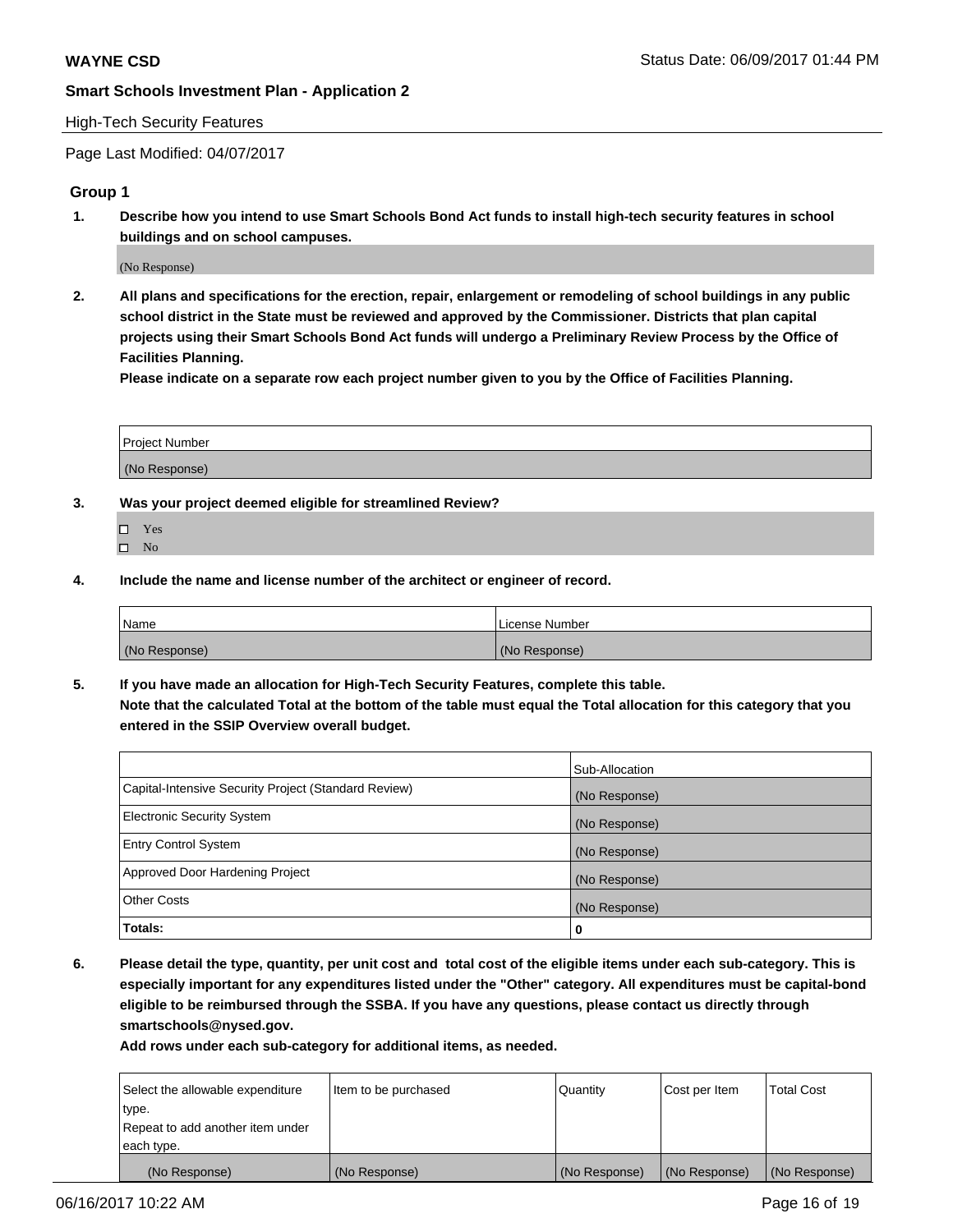WAYNE CSD Status Date: 06/09/2017 01:44 PM

**Smart Schools Investment Plan - Application 2**

High-Tech Security Features

Page Last Modified: 04/07/2017

## Group 1

**1. Describe how you intend to use Smart Schools Bond Act funds to install high-tech security features in school buildings and on school campuses.**

(No Response)

**2. All plans and specifications for the erection, repair, enlargement or remodeling of school buildings in any public school district in the State must be reviewed and approved by the Commissioner. Districts that plan capital projects using their Smart Schools Bond Act funds will undergo a Preliminary Review Process by the Office of Facilities Planning.**

**Please indicate on a separate row each project number given to you by the Office of Facilities Planning.**

| Project Number |
| --- |
| (No Response) |

**3. Was your project deemed eligible for streamlined Review?**

- ☐ Yes
- ☐ No

**4. Include the name and license number of the architect or engineer of record.**

| Name | License Number |
| --- | --- |
| (No Response) | (No Response) |

**5. If you have made an allocation for High-Tech Security Features, complete this table. Note that the calculated Total at the bottom of the table must equal the Total allocation for this category that you entered in the SSIP Overview overall budget.**

| | Sub-Allocation |
| --- | --- |
| Capital-Intensive Security Project (Standard Review) | (No Response) |
| Electronic Security System | (No Response) |
| Entry Control System | (No Response) |
| Approved Door Hardening Project | (No Response) |
| Other Costs | (No Response) |
| **Totals:** | **0** |

**6. Please detail the type, quantity, per unit cost and total cost of the eligible items under each sub-category. This is especially important for any expenditures listed under the "Other" category. All expenditures must be capital-bond eligible to be reimbursed through the SSBA. If you have any questions, please contact us directly through smartschools@nysed.gov.**

**Add rows under each sub-category for additional items, as needed.**

| Select the allowable expenditure type. Repeat to add another item under each type. | Item to be purchased | Quantity | Cost per Item | Total Cost |
| --- | --- | --- | --- | --- |
| (No Response) | (No Response) | (No Response) | (No Response) | (No Response) |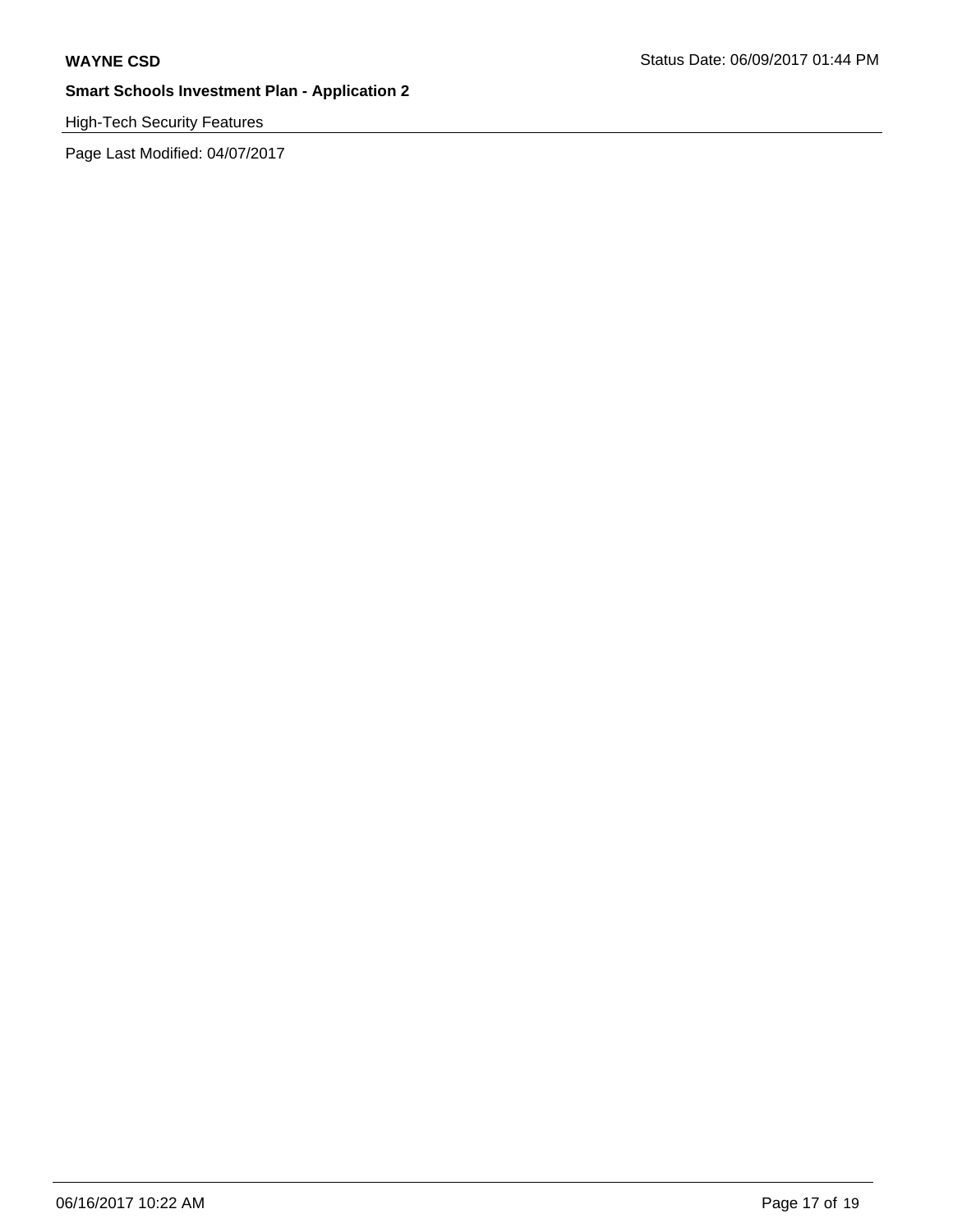High-Tech Security Features

Page Last Modified: 04/07/2017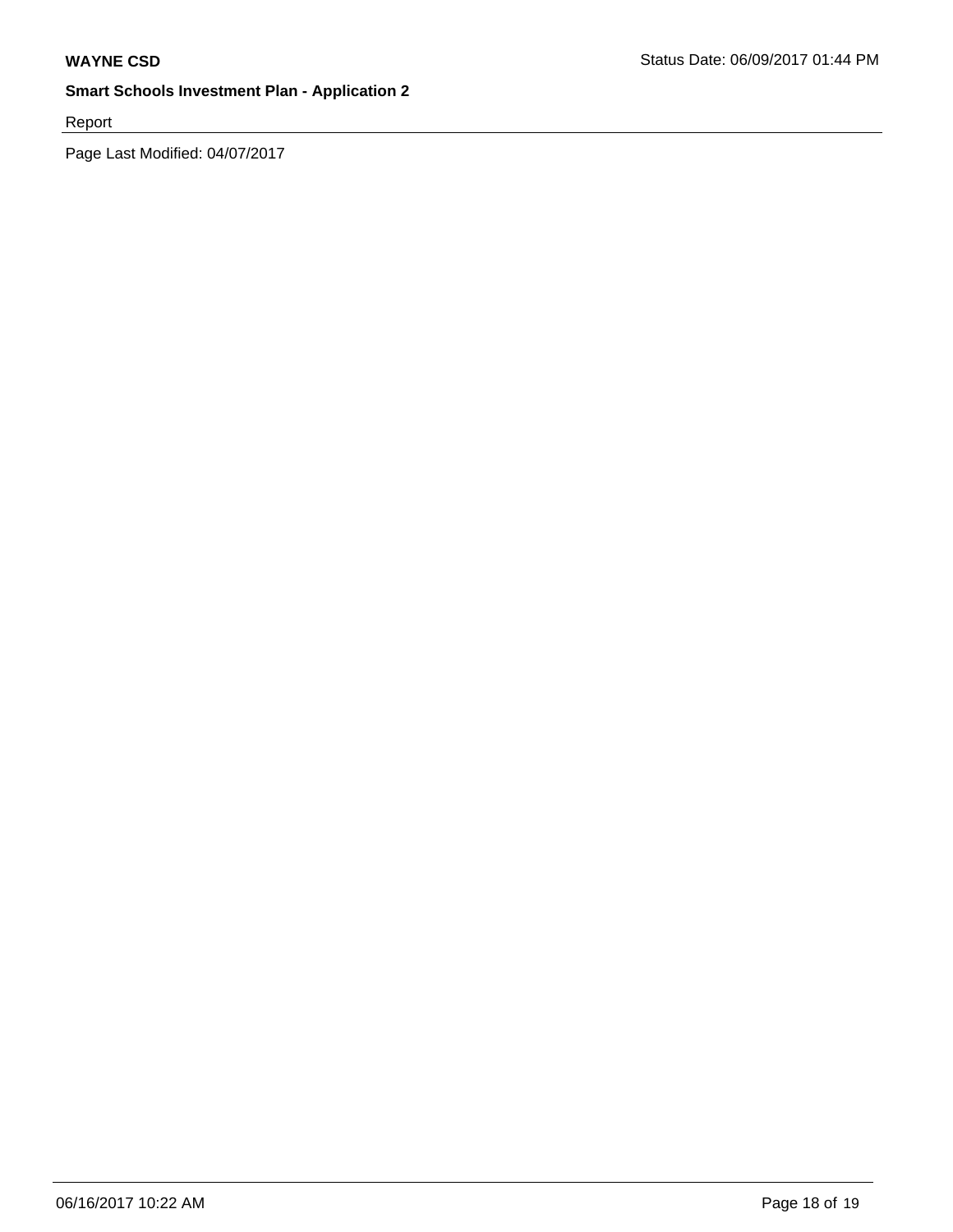Report

Page Last Modified: 04/07/2017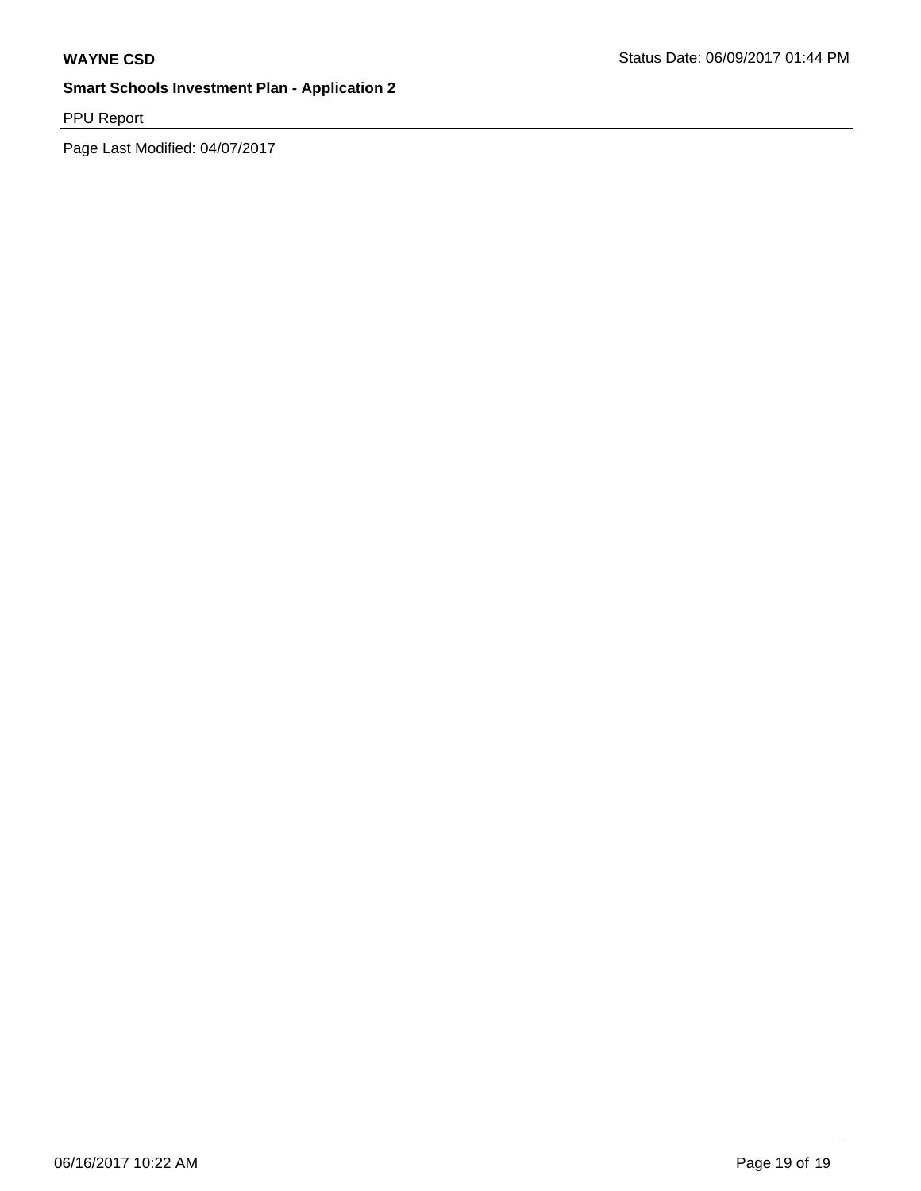PPU Report

Page Last Modified: 04/07/2017